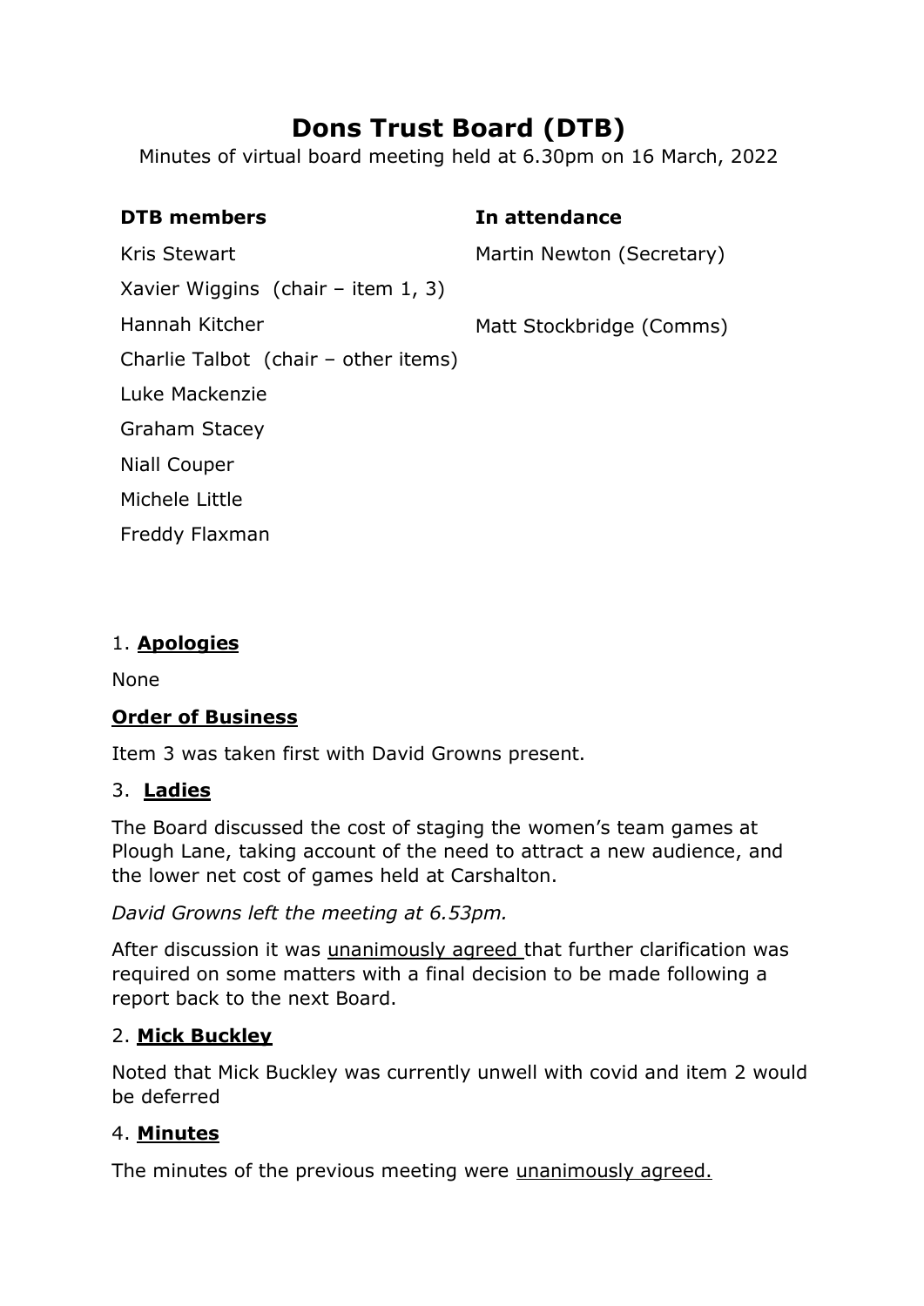# Dons Trust Board (DTB)

Minutes of virtual board meeting held at 6.30pm on 16 March, 2022

| DTB members | In attendance |
|---|---|
| Kris Stewart | Martin Newton (Secretary) |
| Xavier Wiggins (chair – item 1, 3) | |
| Hannah Kitcher | Matt Stockbridge (Comms) |
| Charlie Talbot (chair – other items) | |
| Luke Mackenzie | |
| Graham Stacey | |
| Niall Couper | |
| Michele Little | |
| Freddy Flaxman | |

1. **Apologies**

None

**Order of Business**

Item 3 was taken first with David Growns present.

3. **Ladies**

The Board discussed the cost of staging the women's team games at Plough Lane, taking account of the need to attract a new audience, and the lower net cost of games held at Carshalton.

*David Growns left the meeting at 6.53pm.*

After discussion it was unanimously agreed that further clarification was required on some matters with a final decision to be made following a report back to the next Board.

2. **Mick Buckley**

Noted that Mick Buckley was currently unwell with covid and item 2 would be deferred

4. **Minutes**

The minutes of the previous meeting were unanimously agreed.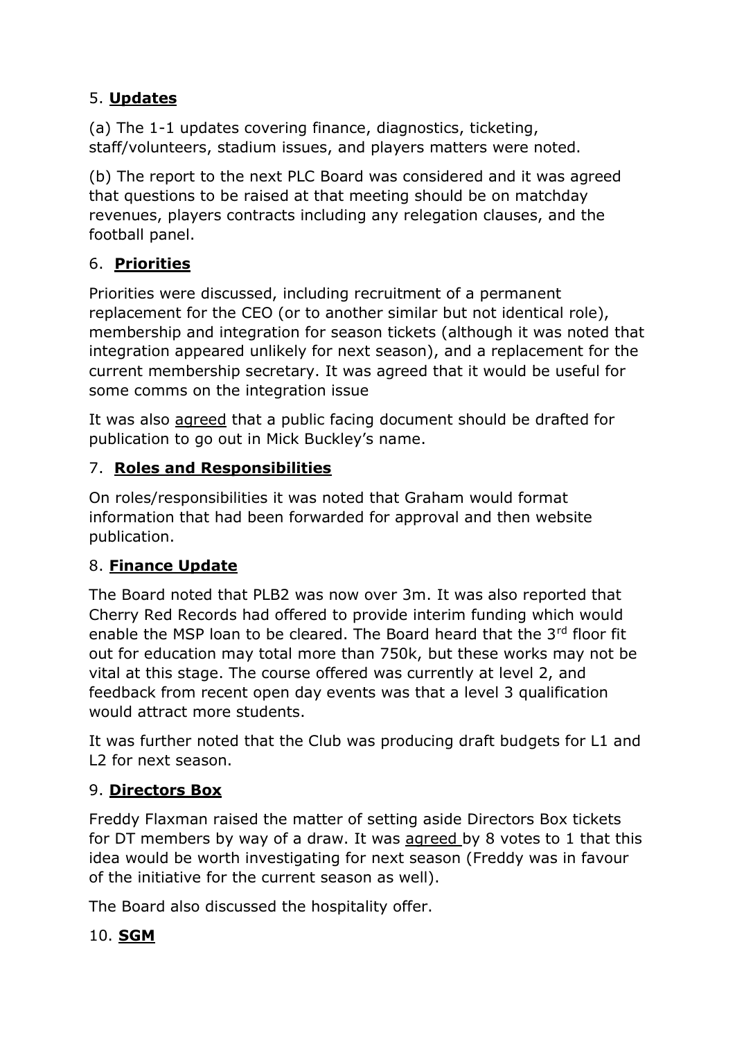## 5. **Updates**

(a) The 1-1 updates covering finance, diagnostics, ticketing, staff/volunteers, stadium issues, and players matters were noted.

(b) The report to the next PLC Board was considered and it was agreed that questions to be raised at that meeting should be on matchday revenues, players contracts including any relegation clauses, and the football panel.

## 6. **Priorities**

Priorities were discussed, including recruitment of a permanent replacement for the CEO (or to another similar but not identical role), membership and integration for season tickets (although it was noted that integration appeared unlikely for next season), and a replacement for the current membership secretary. It was agreed that it would be useful for some comms on the integration issue

It was also agreed that a public facing document should be drafted for publication to go out in Mick Buckley's name.

## 7. **Roles and Responsibilities**

On roles/responsibilities it was noted that Graham would format information that had been forwarded for approval and then website publication.

## 8. **Finance Update**

The Board noted that PLB2 was now over 3m. It was also reported that Cherry Red Records had offered to provide interim funding which would enable the MSP loan to be cleared. The Board heard that the 3rd floor fit out for education may total more than 750k, but these works may not be vital at this stage. The course offered was currently at level 2, and feedback from recent open day events was that a level 3 qualification would attract more students.

It was further noted that the Club was producing draft budgets for L1 and L2 for next season.

## 9. **Directors Box**

Freddy Flaxman raised the matter of setting aside Directors Box tickets for DT members by way of a draw. It was agreed by 8 votes to 1 that this idea would be worth investigating for next season (Freddy was in favour of the initiative for the current season as well).

The Board also discussed the hospitality offer.

## 10. **SGM**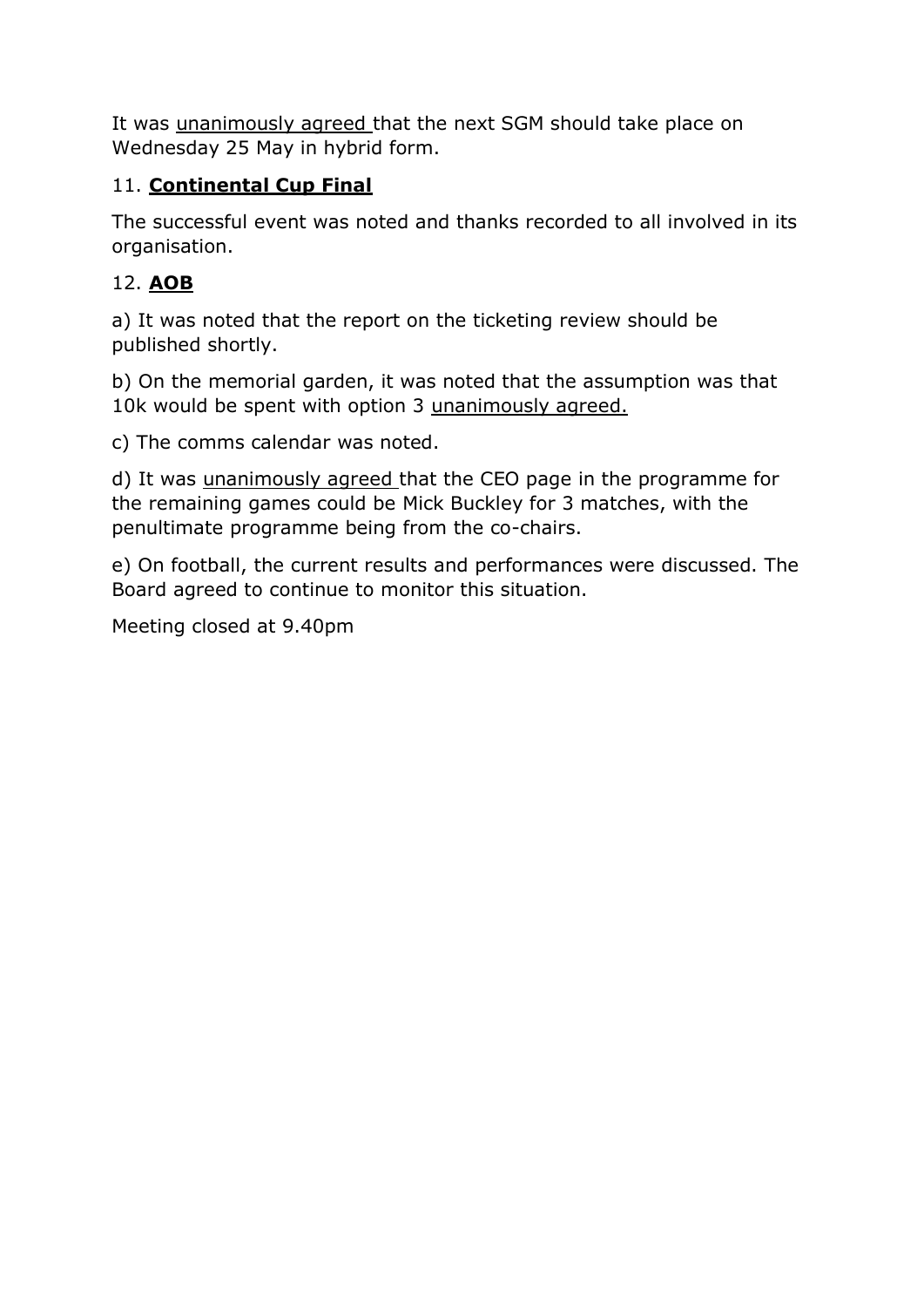It was unanimously agreed that the next SGM should take place on Wednesday 25 May in hybrid form.

11. **Continental Cup Final**

The successful event was noted and thanks recorded to all involved in its organisation.

12. **AOB**

a) It was noted that the report on the ticketing review should be published shortly.

b) On the memorial garden, it was noted that the assumption was that 10k would be spent with option 3 unanimously agreed.

c) The comms calendar was noted.

d) It was unanimously agreed that the CEO page in the programme for the remaining games could be Mick Buckley for 3 matches, with the penultimate programme being from the co-chairs.

e) On football, the current results and performances were discussed. The Board agreed to continue to monitor this situation.

Meeting closed at 9.40pm